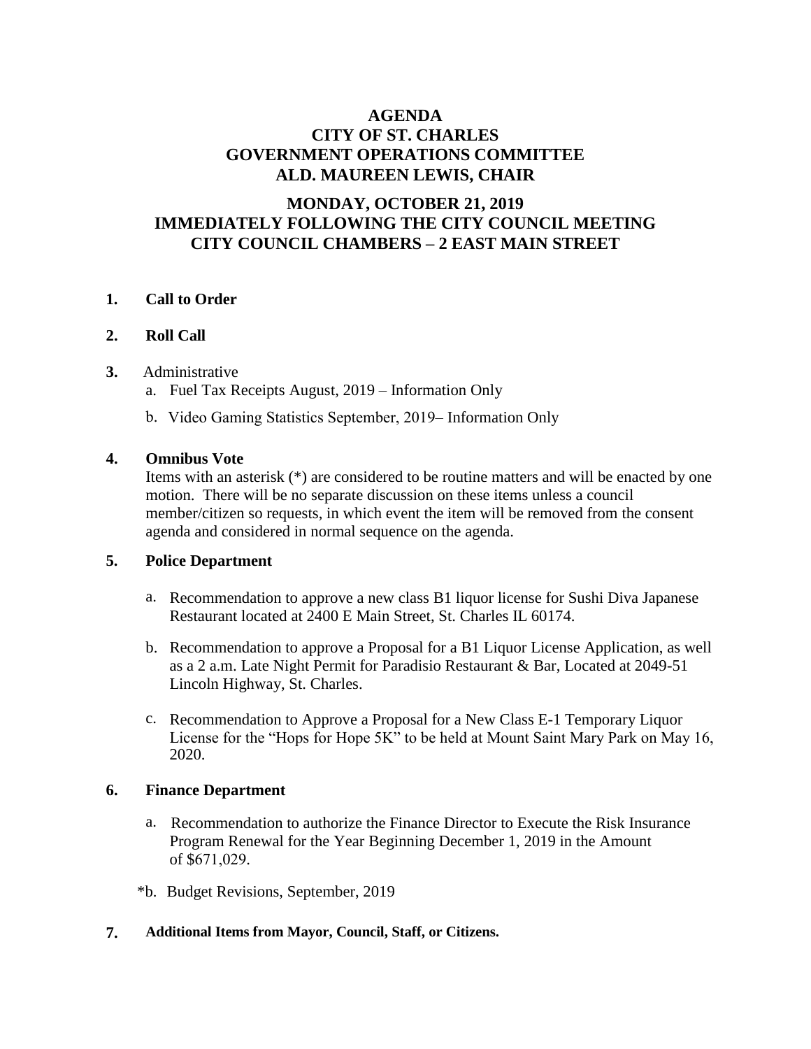# AGENDA
# CITY OF ST. CHARLES
# GOVERNMENT OPERATIONS COMMITTEE
# ALD. MAUREEN LEWIS, CHAIR

## MONDAY, OCTOBER 21, 2019
## IMMEDIATELY FOLLOWING THE CITY COUNCIL MEETING
## CITY COUNCIL CHAMBERS – 2 EAST MAIN STREET

**1. Call to Order**

**2. Roll Call**

**3.** Administrative

a. Fuel Tax Receipts August, 2019 – Information Only

b. Video Gaming Statistics September, 2019– Information Only

**4. Omnibus Vote**

Items with an asterisk (*) are considered to be routine matters and will be enacted by one motion. There will be no separate discussion on these items unless a council member/citizen so requests, in which event the item will be removed from the consent agenda and considered in normal sequence on the agenda.

**5. Police Department**

a. Recommendation to approve a new class B1 liquor license for Sushi Diva Japanese Restaurant located at 2400 E Main Street, St. Charles IL 60174.

b. Recommendation to approve a Proposal for a B1 Liquor License Application, as well as a 2 a.m. Late Night Permit for Paradisio Restaurant & Bar, Located at 2049-51 Lincoln Highway, St. Charles.

c. Recommendation to Approve a Proposal for a New Class E-1 Temporary Liquor License for the "Hops for Hope 5K" to be held at Mount Saint Mary Park on May 16, 2020.

**6. Finance Department**

a. Recommendation to authorize the Finance Director to Execute the Risk Insurance Program Renewal for the Year Beginning December 1, 2019 in the Amount of $671,029.

*b. Budget Revisions, September, 2019

**7. Additional Items from Mayor, Council, Staff, or Citizens.**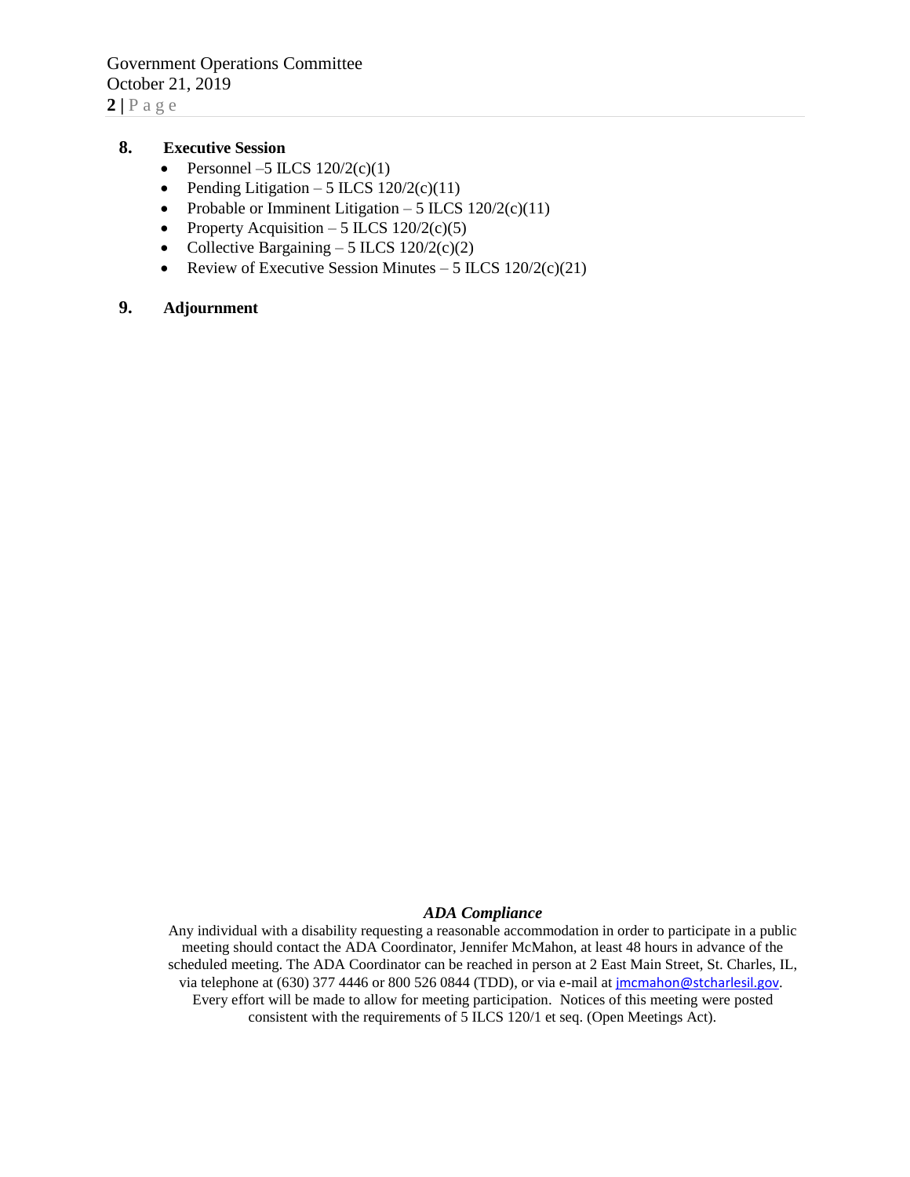**8. Executive Session**

- Personnel –5 ILCS 120/2(c)(1)
- Pending Litigation – 5 ILCS 120/2(c)(11)
- Probable or Imminent Litigation – 5 ILCS 120/2(c)(11)
- Property Acquisition – 5 ILCS 120/2(c)(5)
- Collective Bargaining – 5 ILCS 120/2(c)(2)
- Review of Executive Session Minutes – 5 ILCS 120/2(c)(21)

**9. Adjournment**

***ADA Compliance***

Any individual with a disability requesting a reasonable accommodation in order to participate in a public meeting should contact the ADA Coordinator, Jennifer McMahon, at least 48 hours in advance of the scheduled meeting. The ADA Coordinator can be reached in person at 2 East Main Street, St. Charles, IL, via telephone at (630) 377 4446 or 800 526 0844 (TDD), or via e-mail at jmcmahon@stcharlesil.gov. Every effort will be made to allow for meeting participation. Notices of this meeting were posted consistent with the requirements of 5 ILCS 120/1 et seq. (Open Meetings Act).